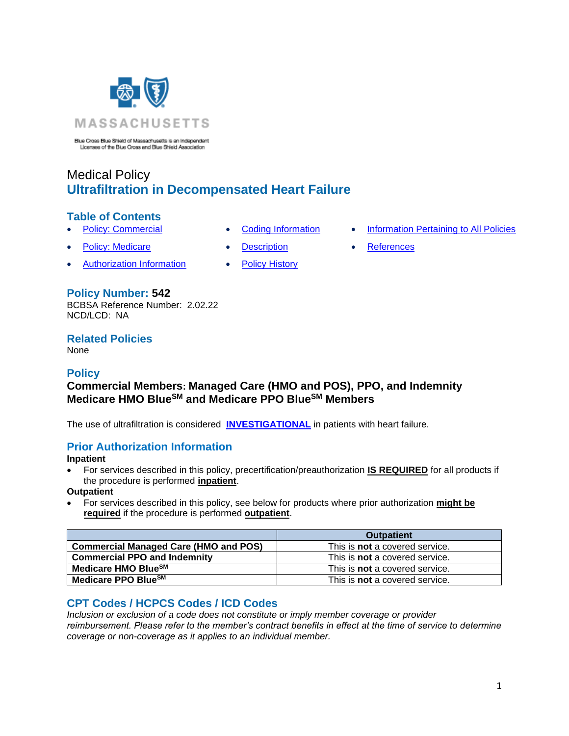MASSACHUSETTS

Blue Cross Blue Shield of Massachusetts is an Independent Licensee of the Blue Cross and Blue Shield Association

Medical Policy

# Ultrafiltration in Decompensated Heart Failure

## Table of Contents

- Policy: Commercial
- Policy: Medicare
- Authorization Information
- Coding Information
- Description
- Policy History
- Information Pertaining to All Policies
- References

## Policy Number: 542

BCBSA Reference Number: 2.02.22
NCD/LCD: NA

## Related Policies

None

## Policy

**Commercial Members: Managed Care (HMO and POS), PPO, and Indemnity**
**Medicare HMO Blue^SM and Medicare PPO Blue^SM Members**

The use of ultrafiltration is considered **INVESTIGATIONAL** in patients with heart failure.

## Prior Authorization Information

**Inpatient**

- For services described in this policy, precertification/preauthorization **IS REQUIRED** for all products if the procedure is performed **inpatient**.

**Outpatient**

- For services described in this policy, see below for products where prior authorization **might be required** if the procedure is performed **outpatient**.

| | Outpatient |
|---|---|
| **Commercial Managed Care (HMO and POS)** | This is **not** a covered service. |
| **Commercial PPO and Indemnity** | This is **not** a covered service. |
| **Medicare HMO Blue^SM** | This is **not** a covered service. |
| **Medicare PPO Blue^SM** | This is **not** a covered service. |

## CPT Codes / HCPCS Codes / ICD Codes

*Inclusion or exclusion of a code does not constitute or imply member coverage or provider reimbursement. Please refer to the member's contract benefits in effect at the time of service to determine coverage or non-coverage as it applies to an individual member.*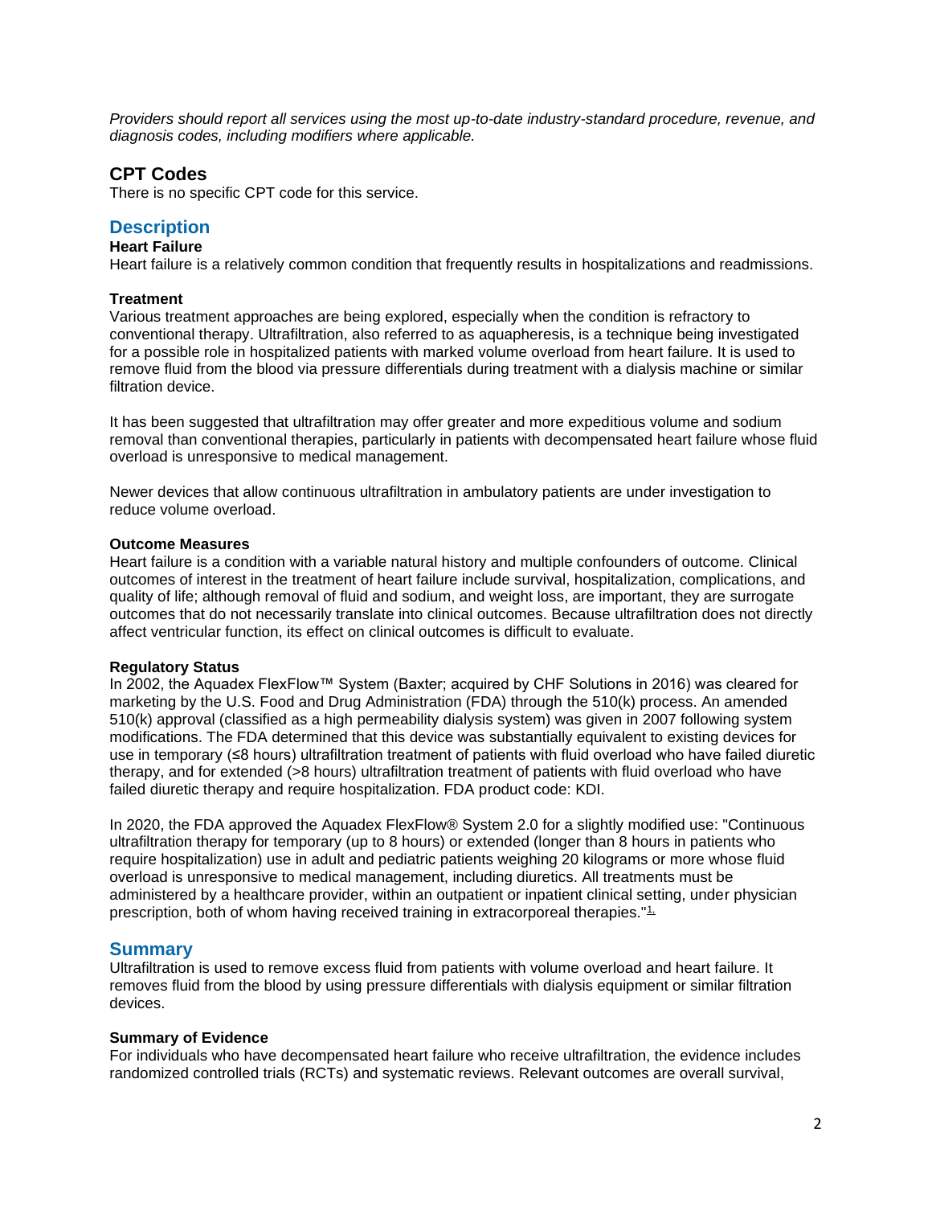*Providers should report all services using the most up-to-date industry-standard procedure, revenue, and diagnosis codes, including modifiers where applicable.*

## CPT Codes

There is no specific CPT code for this service.

## Description

### Heart Failure

Heart failure is a relatively common condition that frequently results in hospitalizations and readmissions.

### Treatment

Various treatment approaches are being explored, especially when the condition is refractory to conventional therapy. Ultrafiltration, also referred to as aquapheresis, is a technique being investigated for a possible role in hospitalized patients with marked volume overload from heart failure. It is used to remove fluid from the blood via pressure differentials during treatment with a dialysis machine or similar filtration device.

It has been suggested that ultrafiltration may offer greater and more expeditious volume and sodium removal than conventional therapies, particularly in patients with decompensated heart failure whose fluid overload is unresponsive to medical management.

Newer devices that allow continuous ultrafiltration in ambulatory patients are under investigation to reduce volume overload.

### Outcome Measures

Heart failure is a condition with a variable natural history and multiple confounders of outcome. Clinical outcomes of interest in the treatment of heart failure include survival, hospitalization, complications, and quality of life; although removal of fluid and sodium, and weight loss, are important, they are surrogate outcomes that do not necessarily translate into clinical outcomes. Because ultrafiltration does not directly affect ventricular function, its effect on clinical outcomes is difficult to evaluate.

### Regulatory Status

In 2002, the Aquadex FlexFlow™ System (Baxter; acquired by CHF Solutions in 2016) was cleared for marketing by the U.S. Food and Drug Administration (FDA) through the 510(k) process. An amended 510(k) approval (classified as a high permeability dialysis system) was given in 2007 following system modifications. The FDA determined that this device was substantially equivalent to existing devices for use in temporary (≤8 hours) ultrafiltration treatment of patients with fluid overload who have failed diuretic therapy, and for extended (>8 hours) ultrafiltration treatment of patients with fluid overload who have failed diuretic therapy and require hospitalization. FDA product code: KDI.

In 2020, the FDA approved the Aquadex FlexFlow® System 2.0 for a slightly modified use: "Continuous ultrafiltration therapy for temporary (up to 8 hours) or extended (longer than 8 hours in patients who require hospitalization) use in adult and pediatric patients weighing 20 kilograms or more whose fluid overload is unresponsive to medical management, including diuretics. All treatments must be administered by a healthcare provider, within an outpatient or inpatient clinical setting, under physician prescription, both of whom having received training in extracorporeal therapies."[1]

## Summary

Ultrafiltration is used to remove excess fluid from patients with volume overload and heart failure. It removes fluid from the blood by using pressure differentials with dialysis equipment or similar filtration devices.

### Summary of Evidence

For individuals who have decompensated heart failure who receive ultrafiltration, the evidence includes randomized controlled trials (RCTs) and systematic reviews. Relevant outcomes are overall survival,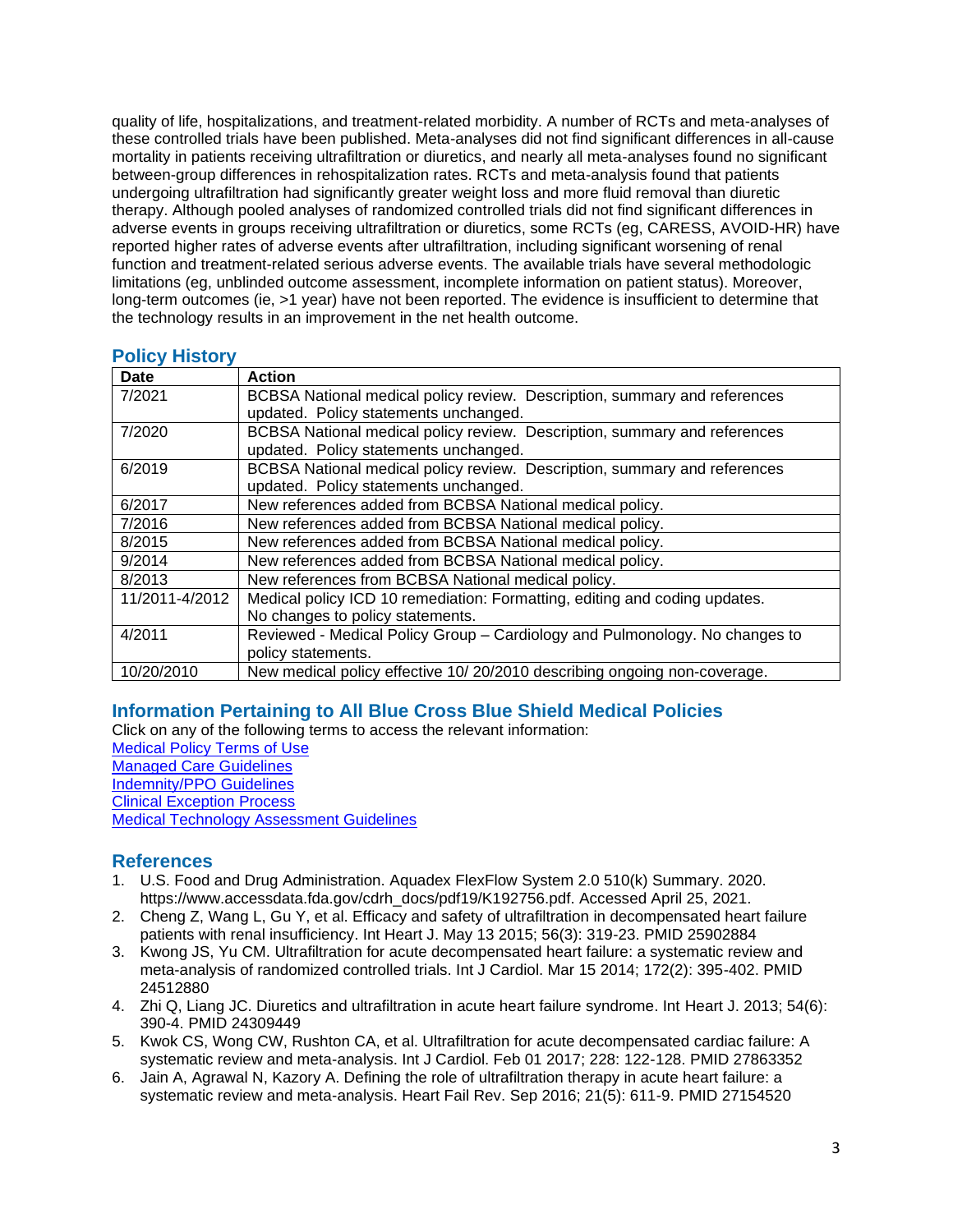quality of life, hospitalizations, and treatment-related morbidity. A number of RCTs and meta-analyses of these controlled trials have been published. Meta-analyses did not find significant differences in all-cause mortality in patients receiving ultrafiltration or diuretics, and nearly all meta-analyses found no significant between-group differences in rehospitalization rates. RCTs and meta-analysis found that patients undergoing ultrafiltration had significantly greater weight loss and more fluid removal than diuretic therapy. Although pooled analyses of randomized controlled trials did not find significant differences in adverse events in groups receiving ultrafiltration or diuretics, some RCTs (eg, CARESS, AVOID-HR) have reported higher rates of adverse events after ultrafiltration, including significant worsening of renal function and treatment-related serious adverse events. The available trials have several methodologic limitations (eg, unblinded outcome assessment, incomplete information on patient status). Moreover, long-term outcomes (ie, >1 year) have not been reported. The evidence is insufficient to determine that the technology results in an improvement in the net health outcome.

## Policy History

| Date | Action |
|---|---|
| 7/2021 | BCBSA National medical policy review. Description, summary and references updated. Policy statements unchanged. |
| 7/2020 | BCBSA National medical policy review. Description, summary and references updated. Policy statements unchanged. |
| 6/2019 | BCBSA National medical policy review. Description, summary and references updated. Policy statements unchanged. |
| 6/2017 | New references added from BCBSA National medical policy. |
| 7/2016 | New references added from BCBSA National medical policy. |
| 8/2015 | New references added from BCBSA National medical policy. |
| 9/2014 | New references added from BCBSA National medical policy. |
| 8/2013 | New references from BCBSA National medical policy. |
| 11/2011-4/2012 | Medical policy ICD 10 remediation: Formatting, editing and coding updates. No changes to policy statements. |
| 4/2011 | Reviewed - Medical Policy Group – Cardiology and Pulmonology. No changes to policy statements. |
| 10/20/2010 | New medical policy effective 10/ 20/2010 describing ongoing non-coverage. |

## Information Pertaining to All Blue Cross Blue Shield Medical Policies

Click on any of the following terms to access the relevant information:
Medical Policy Terms of Use
Managed Care Guidelines
Indemnity/PPO Guidelines
Clinical Exception Process
Medical Technology Assessment Guidelines

## References

1. U.S. Food and Drug Administration. Aquadex FlexFlow System 2.0 510(k) Summary. 2020. https://www.accessdata.fda.gov/cdrh_docs/pdf19/K192756.pdf. Accessed April 25, 2021.
2. Cheng Z, Wang L, Gu Y, et al. Efficacy and safety of ultrafiltration in decompensated heart failure patients with renal insufficiency. Int Heart J. May 13 2015; 56(3): 319-23. PMID 25902884
3. Kwong JS, Yu CM. Ultrafiltration for acute decompensated heart failure: a systematic review and meta-analysis of randomized controlled trials. Int J Cardiol. Mar 15 2014; 172(2): 395-402. PMID 24512880
4. Zhi Q, Liang JC. Diuretics and ultrafiltration in acute heart failure syndrome. Int Heart J. 2013; 54(6): 390-4. PMID 24309449
5. Kwok CS, Wong CW, Rushton CA, et al. Ultrafiltration for acute decompensated cardiac failure: A systematic review and meta-analysis. Int J Cardiol. Feb 01 2017; 228: 122-128. PMID 27863352
6. Jain A, Agrawal N, Kazory A. Defining the role of ultrafiltration therapy in acute heart failure: a systematic review and meta-analysis. Heart Fail Rev. Sep 2016; 21(5): 611-9. PMID 27154520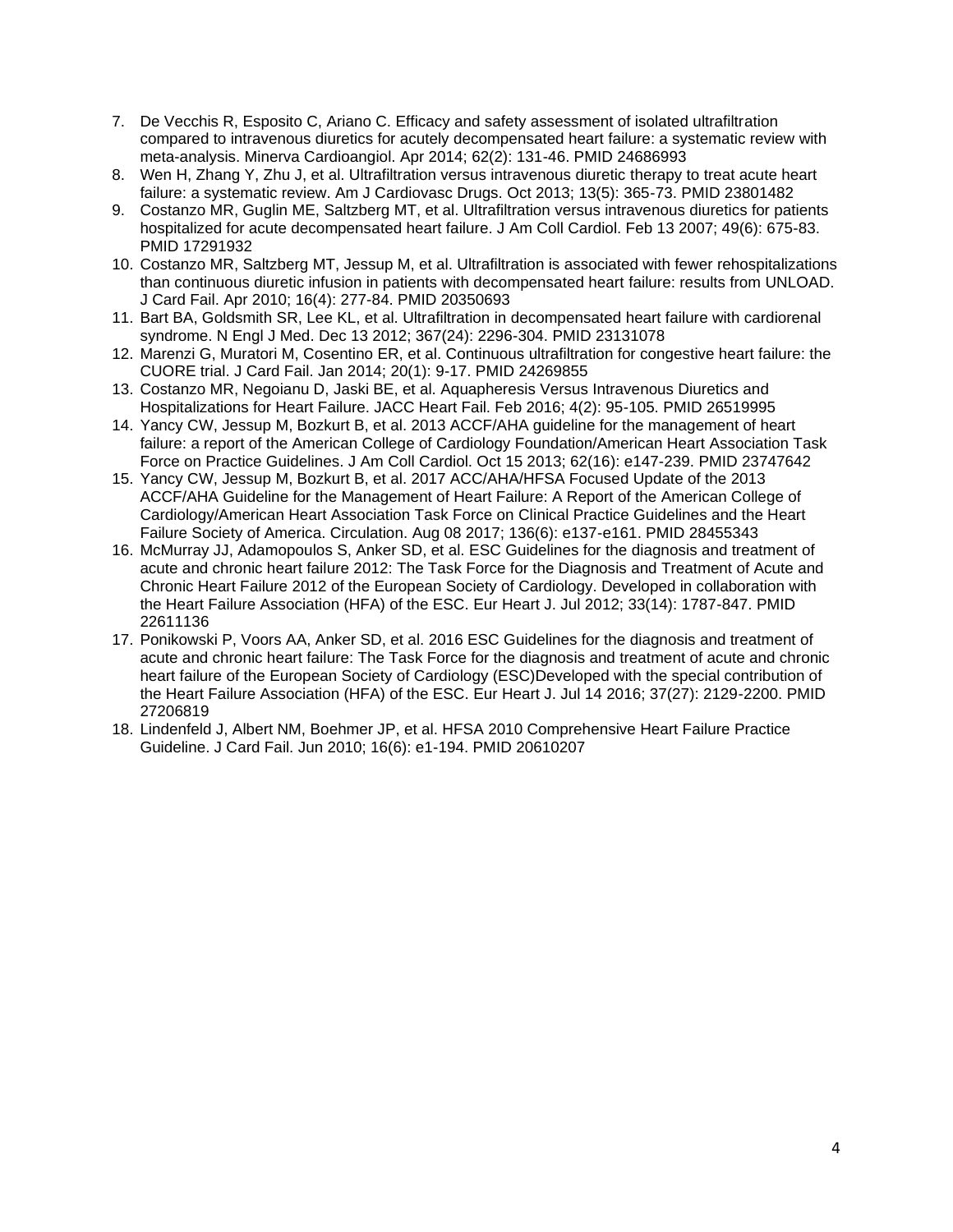7. De Vecchis R, Esposito C, Ariano C. Efficacy and safety assessment of isolated ultrafiltration compared to intravenous diuretics for acutely decompensated heart failure: a systematic review with meta-analysis. Minerva Cardioangiol. Apr 2014; 62(2): 131-46. PMID 24686993
8. Wen H, Zhang Y, Zhu J, et al. Ultrafiltration versus intravenous diuretic therapy to treat acute heart failure: a systematic review. Am J Cardiovasc Drugs. Oct 2013; 13(5): 365-73. PMID 23801482
9. Costanzo MR, Guglin ME, Saltzberg MT, et al. Ultrafiltration versus intravenous diuretics for patients hospitalized for acute decompensated heart failure. J Am Coll Cardiol. Feb 13 2007; 49(6): 675-83. PMID 17291932
10. Costanzo MR, Saltzberg MT, Jessup M, et al. Ultrafiltration is associated with fewer rehospitalizations than continuous diuretic infusion in patients with decompensated heart failure: results from UNLOAD. J Card Fail. Apr 2010; 16(4): 277-84. PMID 20350693
11. Bart BA, Goldsmith SR, Lee KL, et al. Ultrafiltration in decompensated heart failure with cardiorenal syndrome. N Engl J Med. Dec 13 2012; 367(24): 2296-304. PMID 23131078
12. Marenzi G, Muratori M, Cosentino ER, et al. Continuous ultrafiltration for congestive heart failure: the CUORE trial. J Card Fail. Jan 2014; 20(1): 9-17. PMID 24269855
13. Costanzo MR, Negoianu D, Jaski BE, et al. Aquapheresis Versus Intravenous Diuretics and Hospitalizations for Heart Failure. JACC Heart Fail. Feb 2016; 4(2): 95-105. PMID 26519995
14. Yancy CW, Jessup M, Bozkurt B, et al. 2013 ACCF/AHA guideline for the management of heart failure: a report of the American College of Cardiology Foundation/American Heart Association Task Force on Practice Guidelines. J Am Coll Cardiol. Oct 15 2013; 62(16): e147-239. PMID 23747642
15. Yancy CW, Jessup M, Bozkurt B, et al. 2017 ACC/AHA/HFSA Focused Update of the 2013 ACCF/AHA Guideline for the Management of Heart Failure: A Report of the American College of Cardiology/American Heart Association Task Force on Clinical Practice Guidelines and the Heart Failure Society of America. Circulation. Aug 08 2017; 136(6): e137-e161. PMID 28455343
16. McMurray JJ, Adamopoulos S, Anker SD, et al. ESC Guidelines for the diagnosis and treatment of acute and chronic heart failure 2012: The Task Force for the Diagnosis and Treatment of Acute and Chronic Heart Failure 2012 of the European Society of Cardiology. Developed in collaboration with the Heart Failure Association (HFA) of the ESC. Eur Heart J. Jul 2012; 33(14): 1787-847. PMID 22611136
17. Ponikowski P, Voors AA, Anker SD, et al. 2016 ESC Guidelines for the diagnosis and treatment of acute and chronic heart failure: The Task Force for the diagnosis and treatment of acute and chronic heart failure of the European Society of Cardiology (ESC)Developed with the special contribution of the Heart Failure Association (HFA) of the ESC. Eur Heart J. Jul 14 2016; 37(27): 2129-2200. PMID 27206819
18. Lindenfeld J, Albert NM, Boehmer JP, et al. HFSA 2010 Comprehensive Heart Failure Practice Guideline. J Card Fail. Jun 2010; 16(6): e1-194. PMID 20610207